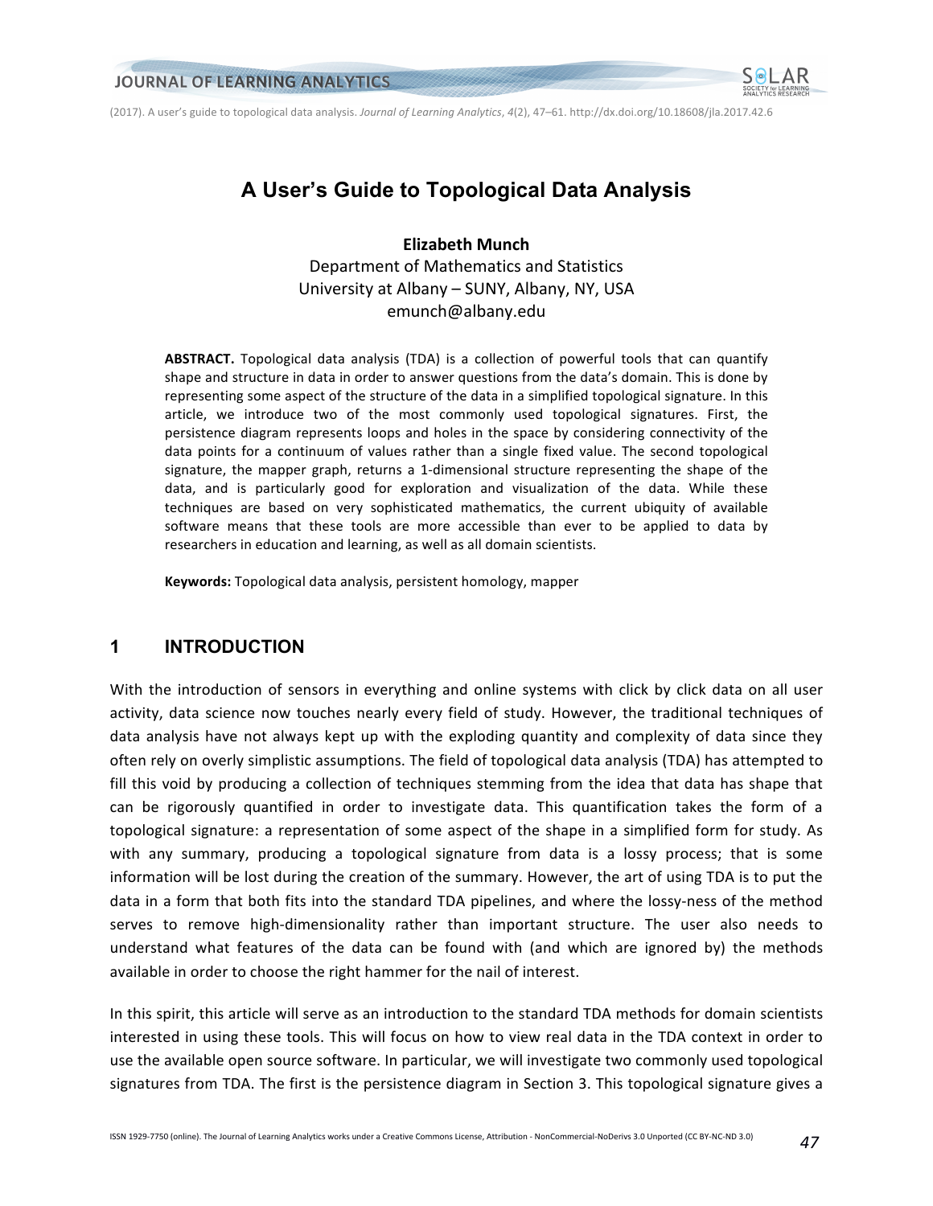# A User's Guide to Topological Data Analysis

**Elizabeth Munch**
Department of Mathematics and Statistics
University at Albany – SUNY, Albany, NY, USA
emunch@albany.edu

**ABSTRACT.** Topological data analysis (TDA) is a collection of powerful tools that can quantify shape and structure in data in order to answer questions from the data's domain. This is done by representing some aspect of the structure of the data in a simplified topological signature. In this article, we introduce two of the most commonly used topological signatures. First, the persistence diagram represents loops and holes in the space by considering connectivity of the data points for a continuum of values rather than a single fixed value. The second topological signature, the mapper graph, returns a 1-dimensional structure representing the shape of the data, and is particularly good for exploration and visualization of the data. While these techniques are based on very sophisticated mathematics, the current ubiquity of available software means that these tools are more accessible than ever to be applied to data by researchers in education and learning, as well as all domain scientists.

**Keywords:** Topological data analysis, persistent homology, mapper

## 1 INTRODUCTION

With the introduction of sensors in everything and online systems with click by click data on all user activity, data science now touches nearly every field of study. However, the traditional techniques of data analysis have not always kept up with the exploding quantity and complexity of data since they often rely on overly simplistic assumptions. The field of topological data analysis (TDA) has attempted to fill this void by producing a collection of techniques stemming from the idea that data has shape that can be rigorously quantified in order to investigate data. This quantification takes the form of a topological signature: a representation of some aspect of the shape in a simplified form for study. As with any summary, producing a topological signature from data is a lossy process; that is some information will be lost during the creation of the summary. However, the art of using TDA is to put the data in a form that both fits into the standard TDA pipelines, and where the lossy-ness of the method serves to remove high-dimensionality rather than important structure. The user also needs to understand what features of the data can be found with (and which are ignored by) the methods available in order to choose the right hammer for the nail of interest.

In this spirit, this article will serve as an introduction to the standard TDA methods for domain scientists interested in using these tools. This will focus on how to view real data in the TDA context in order to use the available open source software. In particular, we will investigate two commonly used topological signatures from TDA. The first is the persistence diagram in Section 3. This topological signature gives a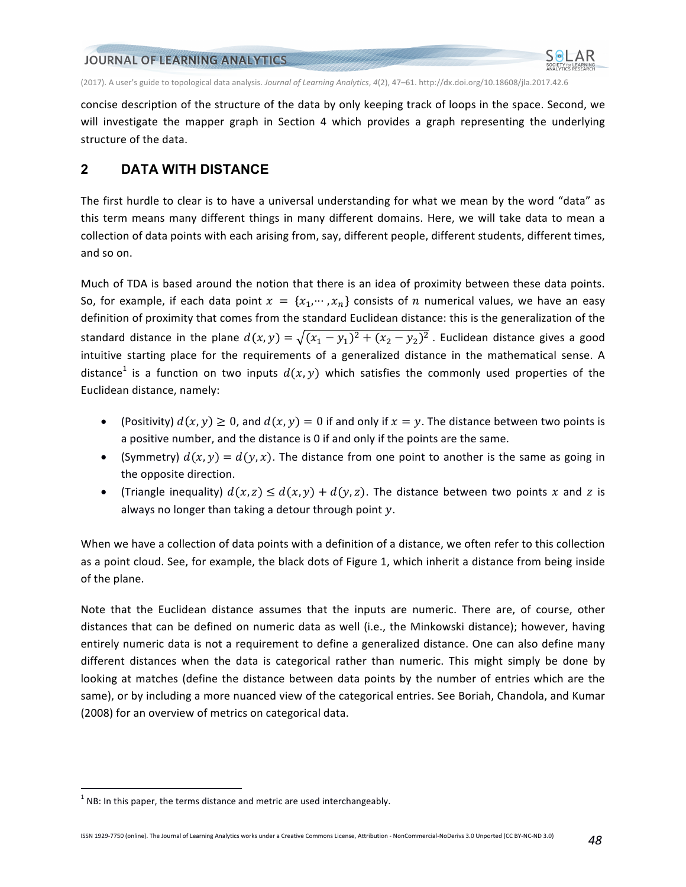concise description of the structure of the data by only keeping track of loops in the space. Second, we will investigate the mapper graph in Section 4 which provides a graph representing the underlying structure of the data.

## 2 DATA WITH DISTANCE

The first hurdle to clear is to have a universal understanding for what we mean by the word "data" as this term means many different things in many different domains. Here, we will take data to mean a collection of data points with each arising from, say, different people, different students, different times, and so on.

Much of TDA is based around the notion that there is an idea of proximity between these data points. So, for example, if each data point $x = \{x_1, \cdots, x_n\}$ consists of $n$ numerical values, we have an easy definition of proximity that comes from the standard Euclidean distance: this is the generalization of the standard distance in the plane $d(x,y) = \sqrt{(x_1 - y_1)^2 + (x_2 - y_2)^2}$ . Euclidean distance gives a good intuitive starting place for the requirements of a generalized distance in the mathematical sense. A distance[1] is a function on two inputs $d(x,y)$ which satisfies the commonly used properties of the Euclidean distance, namely:

- (Positivity) $d(x,y) \geq 0$, and $d(x,y) = 0$ if and only if $x = y$. The distance between two points is a positive number, and the distance is 0 if and only if the points are the same.
- (Symmetry) $d(x,y) = d(y,x)$. The distance from one point to another is the same as going in the opposite direction.
- (Triangle inequality) $d(x,z) \leq d(x,y) + d(y,z)$. The distance between two points $x$ and $z$ is always no longer than taking a detour through point $y$.

When we have a collection of data points with a definition of a distance, we often refer to this collection as a point cloud. See, for example, the black dots of Figure 1, which inherit a distance from being inside of the plane.

Note that the Euclidean distance assumes that the inputs are numeric. There are, of course, other distances that can be defined on numeric data as well (i.e., the Minkowski distance); however, having entirely numeric data is not a requirement to define a generalized distance. One can also define many different distances when the data is categorical rather than numeric. This might simply be done by looking at matches (define the distance between data points by the number of entries which are the same), or by including a more nuanced view of the categorical entries. See Boriah, Chandola, and Kumar (2008) for an overview of metrics on categorical data.

[1] NB: In this paper, the terms distance and metric are used interchangeably.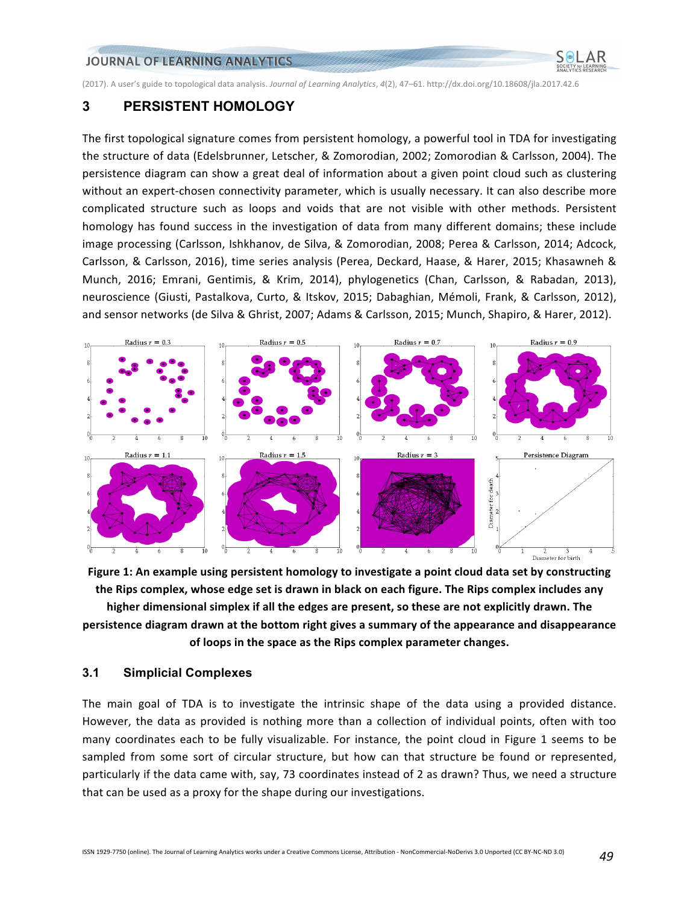## 3 PERSISTENT HOMOLOGY

The first topological signature comes from persistent homology, a powerful tool in TDA for investigating the structure of data (Edelsbrunner, Letscher, & Zomorodian, 2002; Zomorodian & Carlsson, 2004). The persistence diagram can show a great deal of information about a given point cloud such as clustering without an expert-chosen connectivity parameter, which is usually necessary. It can also describe more complicated structure such as loops and voids that are not visible with other methods. Persistent homology has found success in the investigation of data from many different domains; these include image processing (Carlsson, Ishkhanov, de Silva, & Zomorodian, 2008; Perea & Carlsson, 2014; Adcock, Carlsson, & Carlsson, 2016), time series analysis (Perea, Deckard, Haase, & Harer, 2015; Khasawneh & Munch, 2016; Emrani, Gentimis, & Krim, 2014), phylogenetics (Chan, Carlsson, & Rabadan, 2013), neuroscience (Giusti, Pastalkova, Curto, & Itskov, 2015; Dabaghian, Mémoli, Frank, & Carlsson, 2012), and sensor networks (de Silva & Ghrist, 2007; Adams & Carlsson, 2015; Munch, Shapiro, & Harer, 2012).

**Figure 1: An example using persistent homology to investigate a point cloud data set by constructing the Rips complex, whose edge set is drawn in black on each figure. The Rips complex includes any higher dimensional simplex if all the edges are present, so these are not explicitly drawn. The persistence diagram drawn at the bottom right gives a summary of the appearance and disappearance of loops in the space as the Rips complex parameter changes.**

### 3.1 Simplicial Complexes

The main goal of TDA is to investigate the intrinsic shape of the data using a provided distance. However, the data as provided is nothing more than a collection of individual points, often with too many coordinates each to be fully visualizable. For instance, the point cloud in Figure 1 seems to be sampled from some sort of circular structure, but how can that structure be found or represented, particularly if the data came with, say, 73 coordinates instead of 2 as drawn? Thus, we need a structure that can be used as a proxy for the shape during our investigations.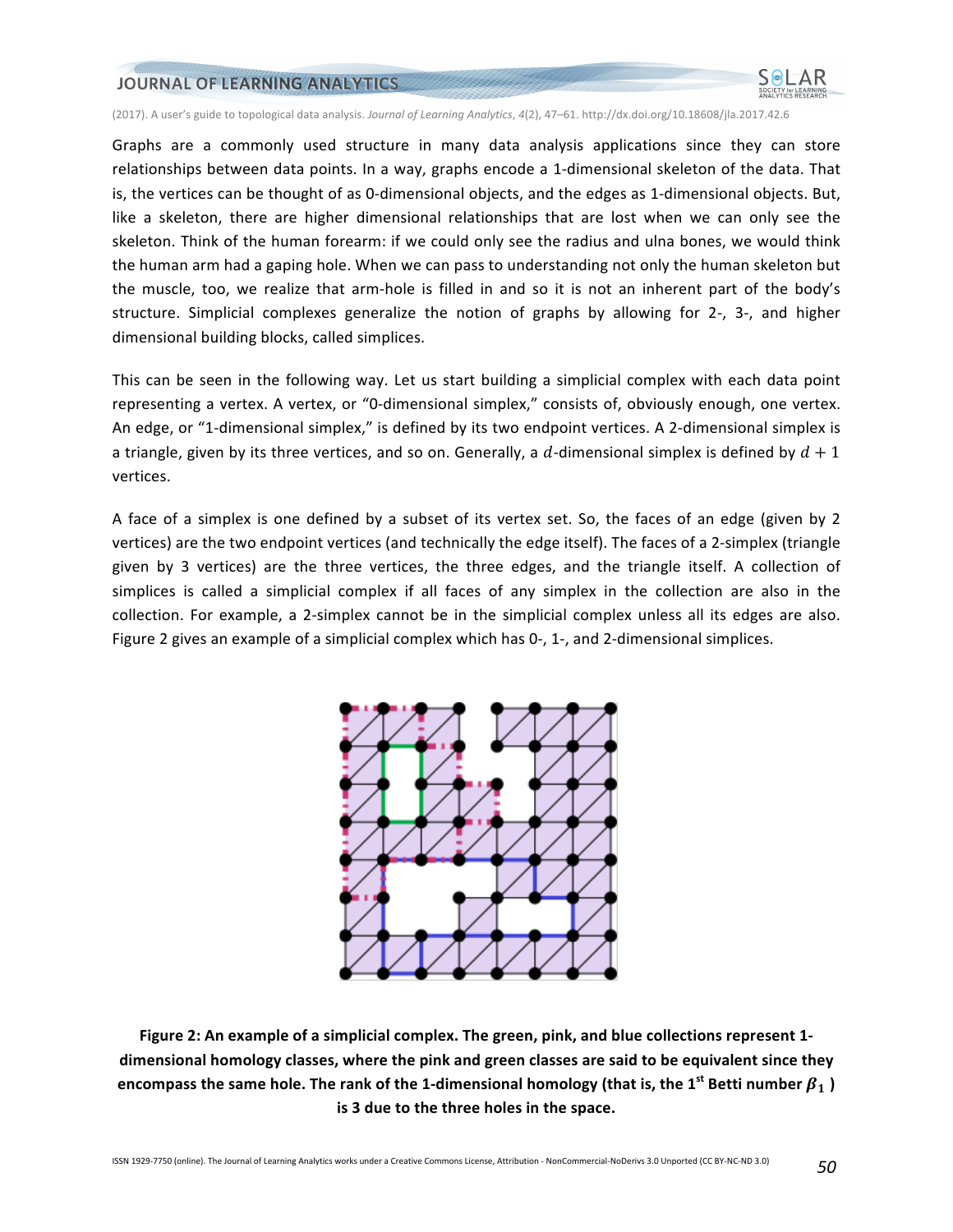Graphs are a commonly used structure in many data analysis applications since they can store relationships between data points. In a way, graphs encode a 1-dimensional skeleton of the data. That is, the vertices can be thought of as 0-dimensional objects, and the edges as 1-dimensional objects. But, like a skeleton, there are higher dimensional relationships that are lost when we can only see the skeleton. Think of the human forearm: if we could only see the radius and ulna bones, we would think the human arm had a gaping hole. When we can pass to understanding not only the human skeleton but the muscle, too, we realize that arm-hole is filled in and so it is not an inherent part of the body's structure. Simplicial complexes generalize the notion of graphs by allowing for 2-, 3-, and higher dimensional building blocks, called simplices.

This can be seen in the following way. Let us start building a simplicial complex with each data point representing a vertex. A vertex, or "0-dimensional simplex," consists of, obviously enough, one vertex. An edge, or "1-dimensional simplex," is defined by its two endpoint vertices. A 2-dimensional simplex is a triangle, given by its three vertices, and so on. Generally, a $d$-dimensional simplex is defined by $d + 1$ vertices.

A face of a simplex is one defined by a subset of its vertex set. So, the faces of an edge (given by 2 vertices) are the two endpoint vertices (and technically the edge itself). The faces of a 2-simplex (triangle given by 3 vertices) are the three vertices, the three edges, and the triangle itself. A collection of simplices is called a simplicial complex if all faces of any simplex in the collection are also in the collection. For example, a 2-simplex cannot be in the simplicial complex unless all its edges are also. Figure 2 gives an example of a simplicial complex which has 0-, 1-, and 2-dimensional simplices.

**Figure 2: An example of a simplicial complex. The green, pink, and blue collections represent 1-dimensional homology classes, where the pink and green classes are said to be equivalent since they encompass the same hole. The rank of the 1-dimensional homology (that is, the 1st Betti number $\beta_1$) is 3 due to the three holes in the space.**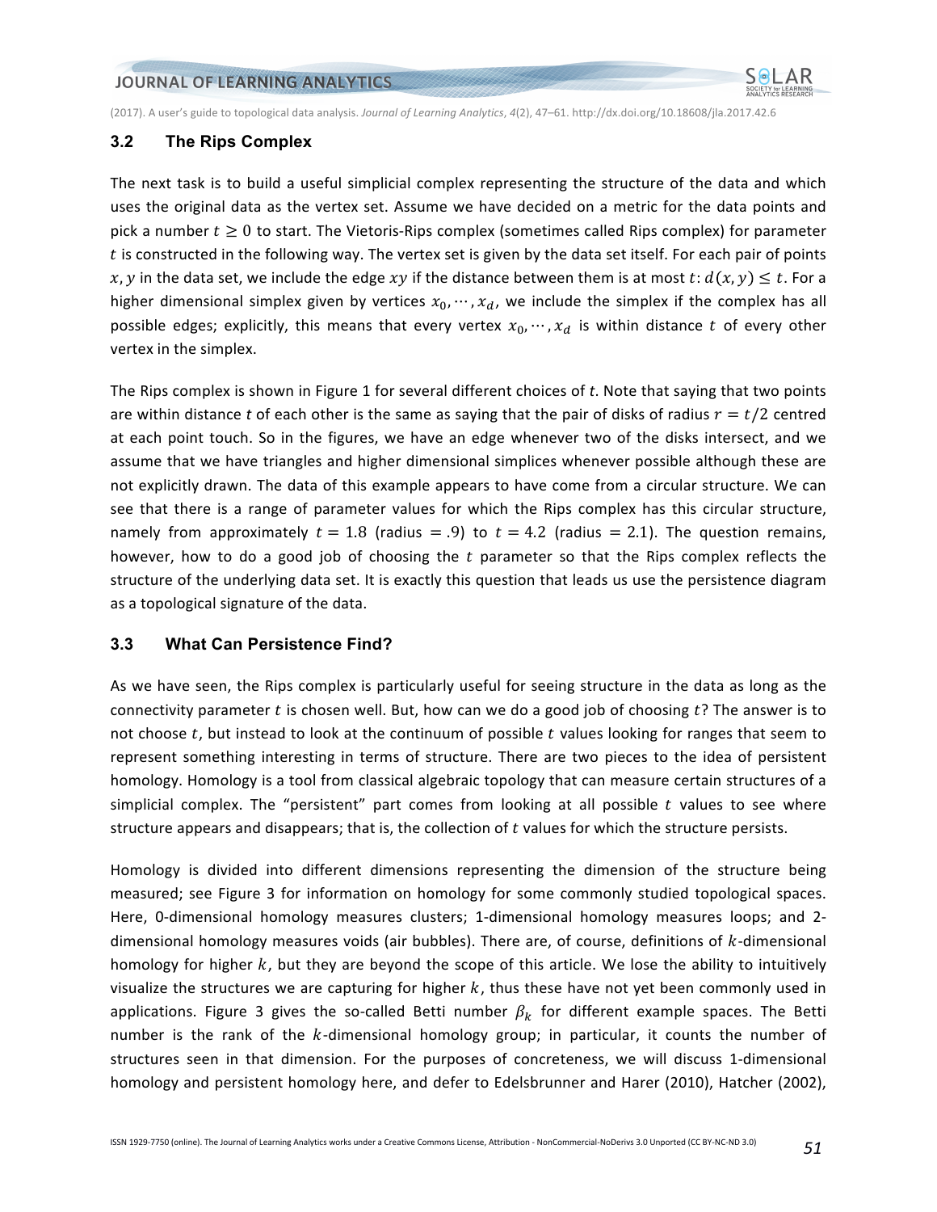### 3.2 The Rips Complex

The next task is to build a useful simplicial complex representing the structure of the data and which uses the original data as the vertex set. Assume we have decided on a metric for the data points and pick a number $t \geq 0$ to start. The Vietoris-Rips complex (sometimes called Rips complex) for parameter $t$ is constructed in the following way. The vertex set is given by the data set itself. For each pair of points $x, y$ in the data set, we include the edge $xy$ if the distance between them is at most $t$: $d(x, y) \leq t$. For a higher dimensional simplex given by vertices $x_0, \cdots, x_d$, we include the simplex if the complex has all possible edges; explicitly, this means that every vertex $x_0, \cdots, x_d$ is within distance $t$ of every other vertex in the simplex.

The Rips complex is shown in Figure 1 for several different choices of $t$. Note that saying that two points are within distance $t$ of each other is the same as saying that the pair of disks of radius $r = t/2$ centred at each point touch. So in the figures, we have an edge whenever two of the disks intersect, and we assume that we have triangles and higher dimensional simplices whenever possible although these are not explicitly drawn. The data of this example appears to have come from a circular structure. We can see that there is a range of parameter values for which the Rips complex has this circular structure, namely from approximately $t = 1.8$ (radius $= .9$) to $t = 4.2$ (radius $= 2.1$). The question remains, however, how to do a good job of choosing the $t$ parameter so that the Rips complex reflects the structure of the underlying data set. It is exactly this question that leads us use the persistence diagram as a topological signature of the data.

### 3.3 What Can Persistence Find?

As we have seen, the Rips complex is particularly useful for seeing structure in the data as long as the connectivity parameter $t$ is chosen well. But, how can we do a good job of choosing $t$? The answer is to not choose $t$, but instead to look at the continuum of possible $t$ values looking for ranges that seem to represent something interesting in terms of structure. There are two pieces to the idea of persistent homology. Homology is a tool from classical algebraic topology that can measure certain structures of a simplicial complex. The "persistent" part comes from looking at all possible $t$ values to see where structure appears and disappears; that is, the collection of $t$ values for which the structure persists.

Homology is divided into different dimensions representing the dimension of the structure being measured; see Figure 3 for information on homology for some commonly studied topological spaces. Here, 0-dimensional homology measures clusters; 1-dimensional homology measures loops; and 2-dimensional homology measures voids (air bubbles). There are, of course, definitions of $k$-dimensional homology for higher $k$, but they are beyond the scope of this article. We lose the ability to intuitively visualize the structures we are capturing for higher $k$, thus these have not yet been commonly used in applications. Figure 3 gives the so-called Betti number $\beta_k$ for different example spaces. The Betti number is the rank of the $k$-dimensional homology group; in particular, it counts the number of structures seen in that dimension. For the purposes of concreteness, we will discuss 1-dimensional homology and persistent homology here, and defer to Edelsbrunner and Harer (2010), Hatcher (2002),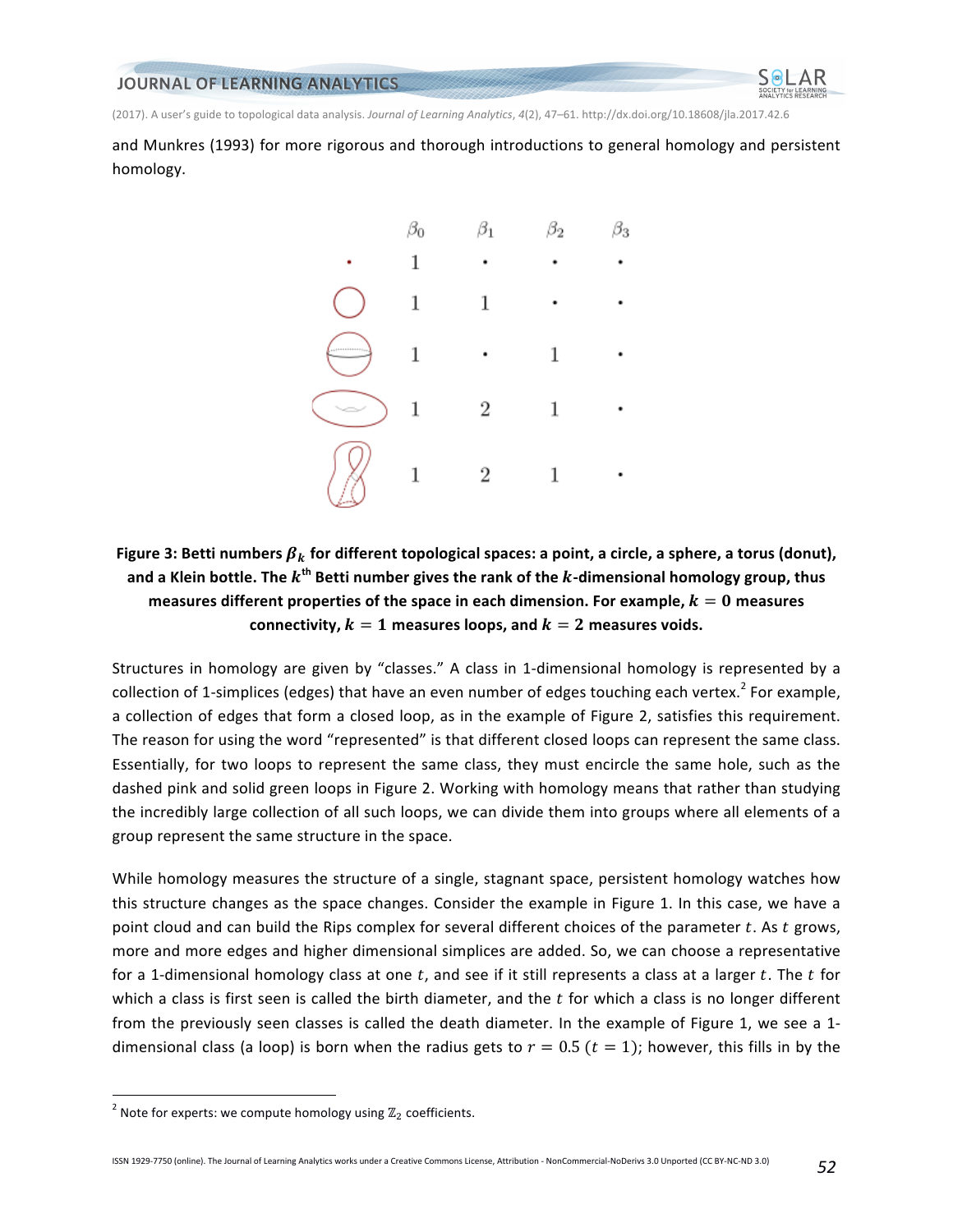and Munkres (1993) for more rigorous and thorough introductions to general homology and persistent homology.

| | $\beta_0$ | $\beta_1$ | $\beta_2$ | $\beta_3$ |
|---|---|---|---|---|
| point | 1 | · | · | · |
| circle | 1 | 1 | · | · |
| sphere | 1 | · | 1 | · |
| torus | 1 | 2 | 1 | · |
| Klein bottle | 1 | 2 | 1 | · |

**Figure 3: Betti numbers $\beta_k$ for different topological spaces: a point, a circle, a sphere, a torus (donut), and a Klein bottle. The $k^{\text{th}}$ Betti number gives the rank of the $k$-dimensional homology group, thus measures different properties of the space in each dimension. For example, $k = 0$ measures connectivity, $k = 1$ measures loops, and $k = 2$ measures voids.**

Structures in homology are given by "classes." A class in 1-dimensional homology is represented by a collection of 1-simplices (edges) that have an even number of edges touching each vertex.[2] For example, a collection of edges that form a closed loop, as in the example of Figure 2, satisfies this requirement. The reason for using the word "represented" is that different closed loops can represent the same class. Essentially, for two loops to represent the same class, they must encircle the same hole, such as the dashed pink and solid green loops in Figure 2. Working with homology means that rather than studying the incredibly large collection of all such loops, we can divide them into groups where all elements of a group represent the same structure in the space.

While homology measures the structure of a single, stagnant space, persistent homology watches how this structure changes as the space changes. Consider the example in Figure 1. In this case, we have a point cloud and can build the Rips complex for several different choices of the parameter $t$. As $t$ grows, more and more edges and higher dimensional simplices are added. So, we can choose a representative for a 1-dimensional homology class at one $t$, and see if it still represents a class at a larger $t$. The $t$ for which a class is first seen is called the birth diameter, and the $t$ for which a class is no longer different from the previously seen classes is called the death diameter. In the example of Figure 1, we see a 1-dimensional class (a loop) is born when the radius gets to $r = 0.5$ ($t = 1$); however, this fills in by the

[2] Note for experts: we compute homology using $\mathbb{Z}_2$ coefficients.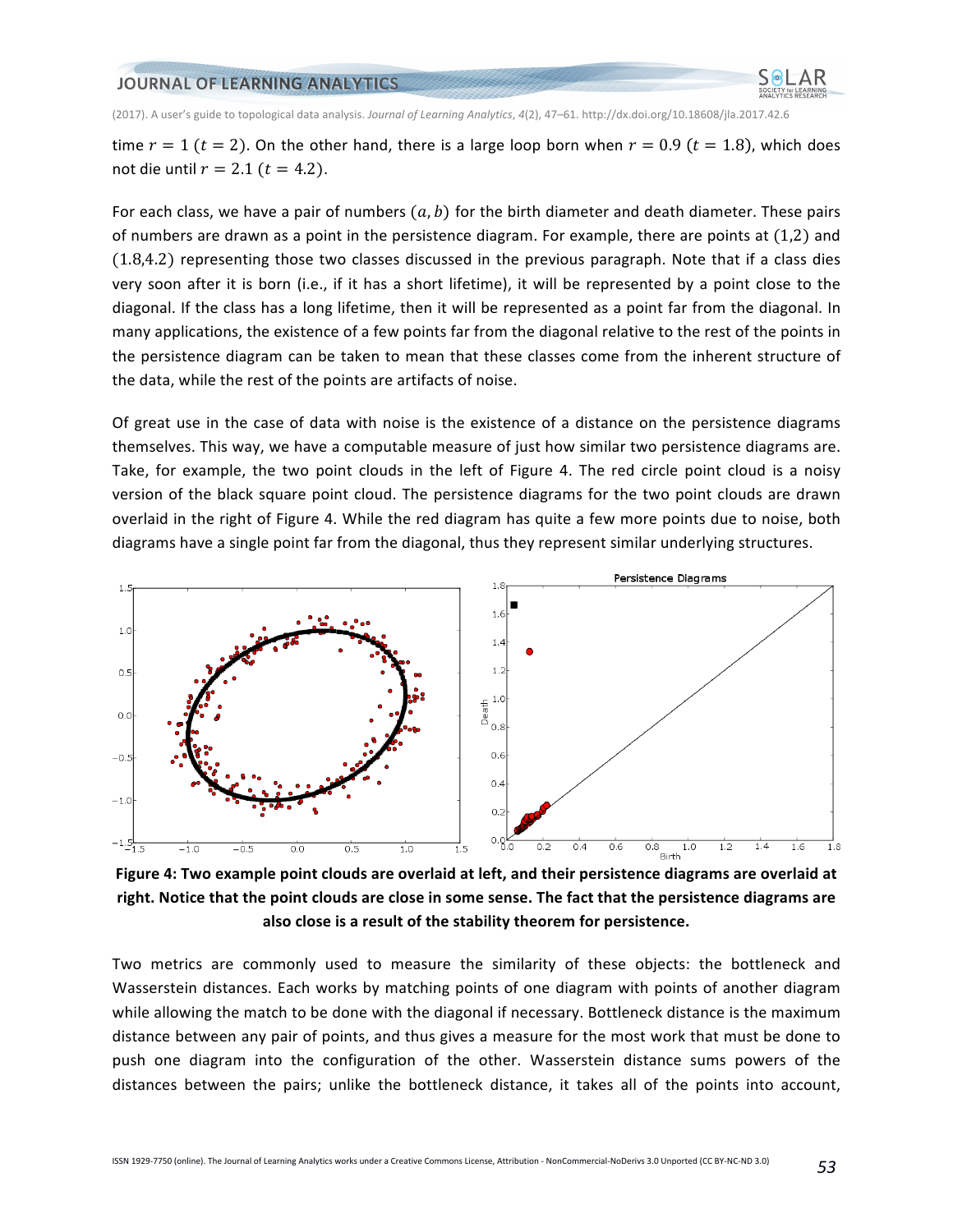time $r = 1$ ($t = 2$). On the other hand, there is a large loop born when $r = 0.9$ ($t = 1.8$), which does not die until $r = 2.1$ ($t = 4.2$).

For each class, we have a pair of numbers $(a, b)$ for the birth diameter and death diameter. These pairs of numbers are drawn as a point in the persistence diagram. For example, there are points at $(1,2)$ and $(1.8,4.2)$ representing those two classes discussed in the previous paragraph. Note that if a class dies very soon after it is born (i.e., if it has a short lifetime), it will be represented by a point close to the diagonal. If the class has a long lifetime, then it will be represented as a point far from the diagonal. In many applications, the existence of a few points far from the diagonal relative to the rest of the points in the persistence diagram can be taken to mean that these classes come from the inherent structure of the data, while the rest of the points are artifacts of noise.

Of great use in the case of data with noise is the existence of a distance on the persistence diagrams themselves. This way, we have a computable measure of just how similar two persistence diagrams are. Take, for example, the two point clouds in the left of Figure 4. The red circle point cloud is a noisy version of the black square point cloud. The persistence diagrams for the two point clouds are drawn overlaid in the right of Figure 4. While the red diagram has quite a few more points due to noise, both diagrams have a single point far from the diagonal, thus they represent similar underlying structures.

**Figure 4: Two example point clouds are overlaid at left, and their persistence diagrams are overlaid at right. Notice that the point clouds are close in some sense. The fact that the persistence diagrams are also close is a result of the stability theorem for persistence.**

Two metrics are commonly used to measure the similarity of these objects: the bottleneck and Wasserstein distances. Each works by matching points of one diagram with points of another diagram while allowing the match to be done with the diagonal if necessary. Bottleneck distance is the maximum distance between any pair of points, and thus gives a measure for the most work that must be done to push one diagram into the configuration of the other. Wasserstein distance sums powers of the distances between the pairs; unlike the bottleneck distance, it takes all of the points into account,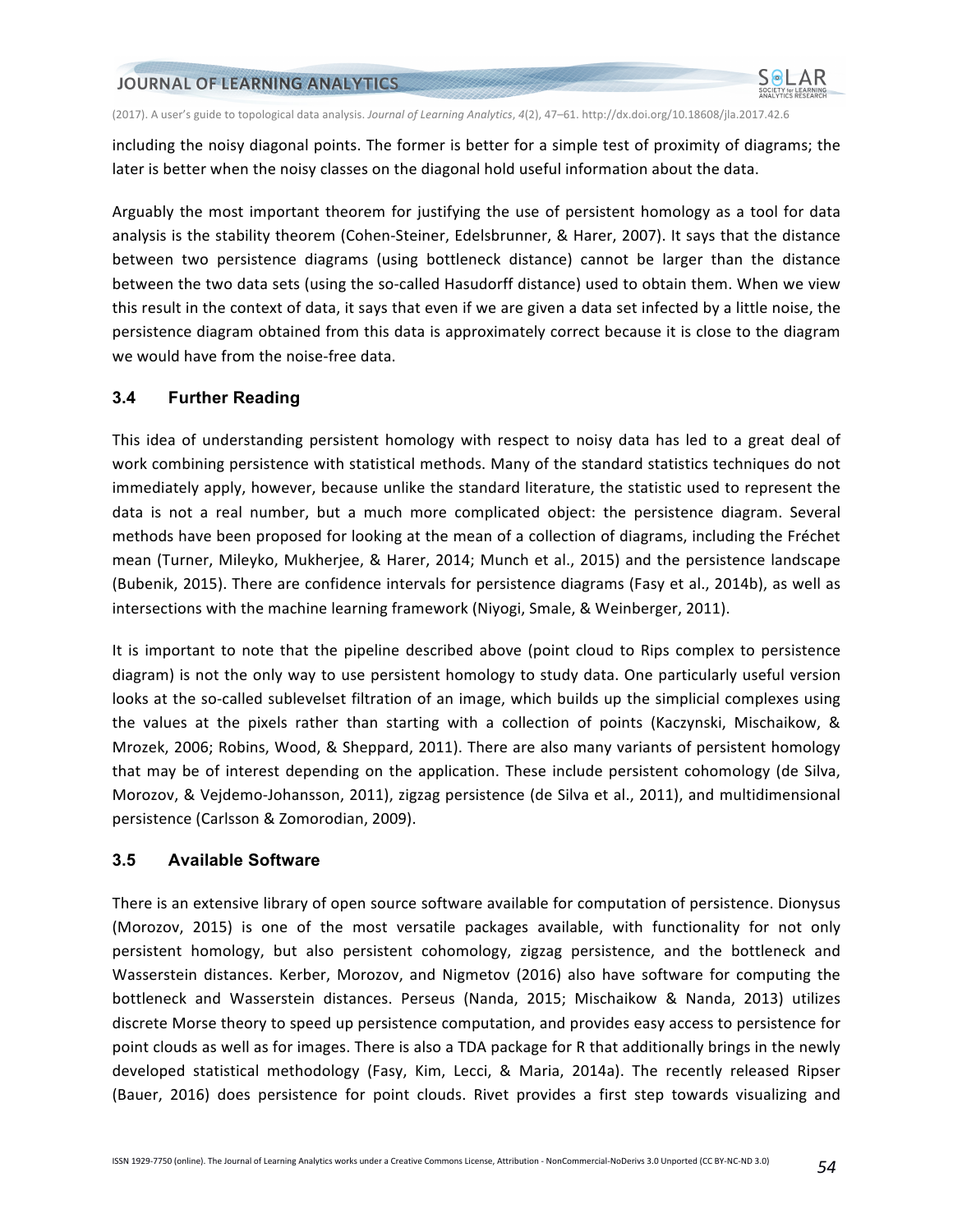including the noisy diagonal points. The former is better for a simple test of proximity of diagrams; the later is better when the noisy classes on the diagonal hold useful information about the data.

Arguably the most important theorem for justifying the use of persistent homology as a tool for data analysis is the stability theorem (Cohen-Steiner, Edelsbrunner, & Harer, 2007). It says that the distance between two persistence diagrams (using bottleneck distance) cannot be larger than the distance between the two data sets (using the so-called Hasudorff distance) used to obtain them. When we view this result in the context of data, it says that even if we are given a data set infected by a little noise, the persistence diagram obtained from this data is approximately correct because it is close to the diagram we would have from the noise-free data.

### 3.4 Further Reading

This idea of understanding persistent homology with respect to noisy data has led to a great deal of work combining persistence with statistical methods. Many of the standard statistics techniques do not immediately apply, however, because unlike the standard literature, the statistic used to represent the data is not a real number, but a much more complicated object: the persistence diagram. Several methods have been proposed for looking at the mean of a collection of diagrams, including the Fréchet mean (Turner, Mileyko, Mukherjee, & Harer, 2014; Munch et al., 2015) and the persistence landscape (Bubenik, 2015). There are confidence intervals for persistence diagrams (Fasy et al., 2014b), as well as intersections with the machine learning framework (Niyogi, Smale, & Weinberger, 2011).

It is important to note that the pipeline described above (point cloud to Rips complex to persistence diagram) is not the only way to use persistent homology to study data. One particularly useful version looks at the so-called sublevelset filtration of an image, which builds up the simplicial complexes using the values at the pixels rather than starting with a collection of points (Kaczynski, Mischaikow, & Mrozek, 2006; Robins, Wood, & Sheppard, 2011). There are also many variants of persistent homology that may be of interest depending on the application. These include persistent cohomology (de Silva, Morozov, & Vejdemo-Johansson, 2011), zigzag persistence (de Silva et al., 2011), and multidimensional persistence (Carlsson & Zomorodian, 2009).

### 3.5 Available Software

There is an extensive library of open source software available for computation of persistence. Dionysus (Morozov, 2015) is one of the most versatile packages available, with functionality for not only persistent homology, but also persistent cohomology, zigzag persistence, and the bottleneck and Wasserstein distances. Kerber, Morozov, and Nigmetov (2016) also have software for computing the bottleneck and Wasserstein distances. Perseus (Nanda, 2015; Mischaikow & Nanda, 2013) utilizes discrete Morse theory to speed up persistence computation, and provides easy access to persistence for point clouds as well as for images. There is also a TDA package for R that additionally brings in the newly developed statistical methodology (Fasy, Kim, Lecci, & Maria, 2014a). The recently released Ripser (Bauer, 2016) does persistence for point clouds. Rivet provides a first step towards visualizing and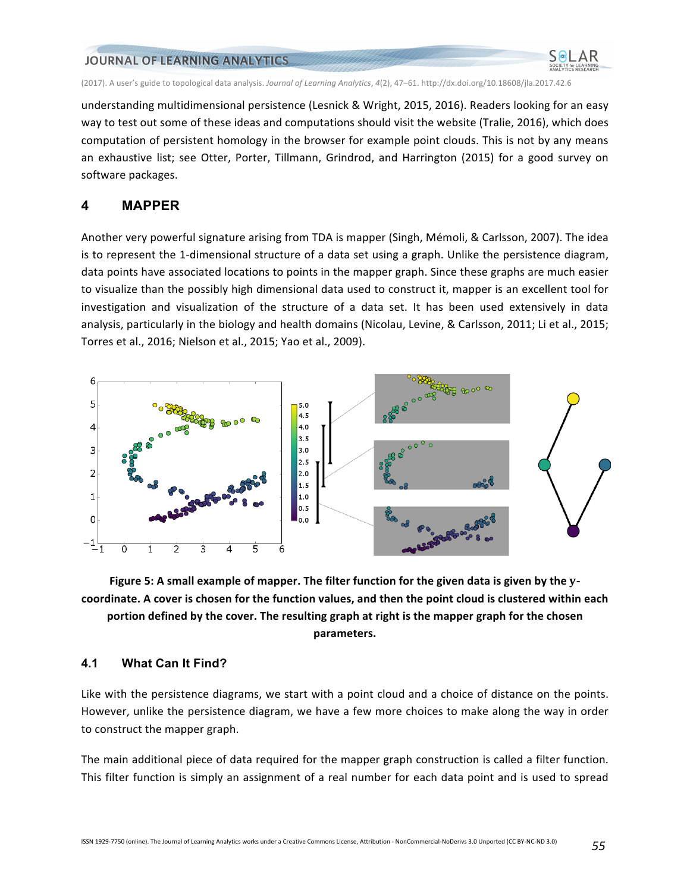understanding multidimensional persistence (Lesnick & Wright, 2015, 2016). Readers looking for an easy way to test out some of these ideas and computations should visit the website (Tralie, 2016), which does computation of persistent homology in the browser for example point clouds. This is not by any means an exhaustive list; see Otter, Porter, Tillmann, Grindrod, and Harrington (2015) for a good survey on software packages.

## 4 MAPPER

Another very powerful signature arising from TDA is mapper (Singh, Mémoli, & Carlsson, 2007). The idea is to represent the 1-dimensional structure of a data set using a graph. Unlike the persistence diagram, data points have associated locations to points in the mapper graph. Since these graphs are much easier to visualize than the possibly high dimensional data used to construct it, mapper is an excellent tool for investigation and visualization of the structure of a data set. It has been used extensively in data analysis, particularly in the biology and health domains (Nicolau, Levine, & Carlsson, 2011; Li et al., 2015; Torres et al., 2016; Nielson et al., 2015; Yao et al., 2009).

**Figure 5: A small example of mapper. The filter function for the given data is given by the $y$-coordinate. A cover is chosen for the function values, and then the point cloud is clustered within each portion defined by the cover. The resulting graph at right is the mapper graph for the chosen parameters.**

### 4.1 What Can It Find?

Like with the persistence diagrams, we start with a point cloud and a choice of distance on the points. However, unlike the persistence diagram, we have a few more choices to make along the way in order to construct the mapper graph.

The main additional piece of data required for the mapper graph construction is called a filter function. This filter function is simply an assignment of a real number for each data point and is used to spread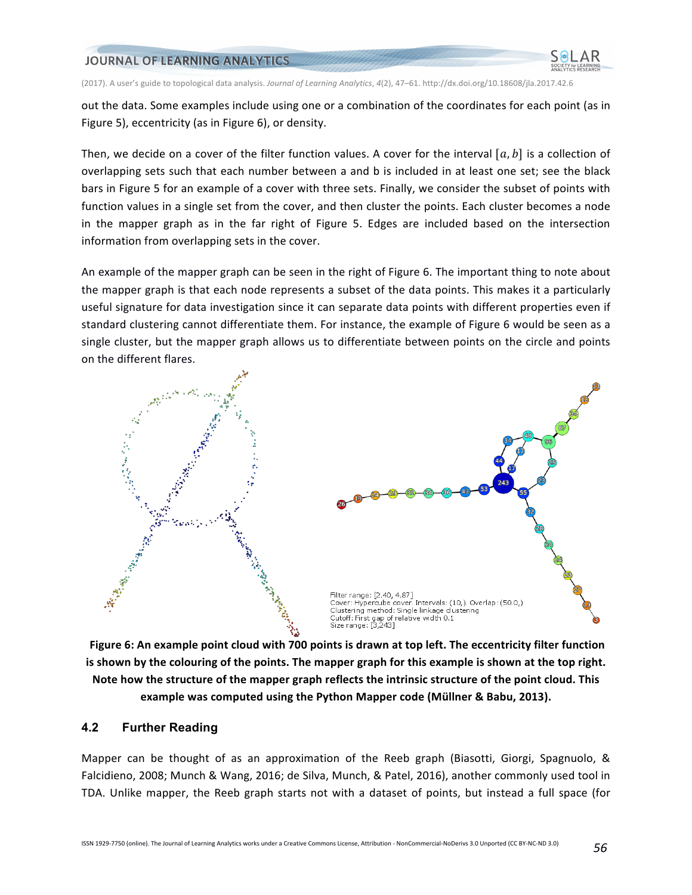out the data. Some examples include using one or a combination of the coordinates for each point (as in Figure 5), eccentricity (as in Figure 6), or density.

Then, we decide on a cover of the filter function values. A cover for the interval $[a, b]$ is a collection of overlapping sets such that each number between a and b is included in at least one set; see the black bars in Figure 5 for an example of a cover with three sets. Finally, we consider the subset of points with function values in a single set from the cover, and then cluster the points. Each cluster becomes a node in the mapper graph as in the far right of Figure 5. Edges are included based on the intersection information from overlapping sets in the cover.

An example of the mapper graph can be seen in the right of Figure 6. The important thing to note about the mapper graph is that each node represents a subset of the data points. This makes it a particularly useful signature for data investigation since it can separate data points with different properties even if standard clustering cannot differentiate them. For instance, the example of Figure 6 would be seen as a single cluster, but the mapper graph allows us to differentiate between points on the circle and points on the different flares.

**Figure 6: An example point cloud with 700 points is drawn at top left. The eccentricity filter function is shown by the colouring of the points. The mapper graph for this example is shown at the top right. Note how the structure of the mapper graph reflects the intrinsic structure of the point cloud. This example was computed using the Python Mapper code (Müllner & Babu, 2013).**

## 4.2 Further Reading

Mapper can be thought of as an approximation of the Reeb graph (Biasotti, Giorgi, Spagnuolo, & Falcidieno, 2008; Munch & Wang, 2016; de Silva, Munch, & Patel, 2016), another commonly used tool in TDA. Unlike mapper, the Reeb graph starts not with a dataset of points, but instead a full space (for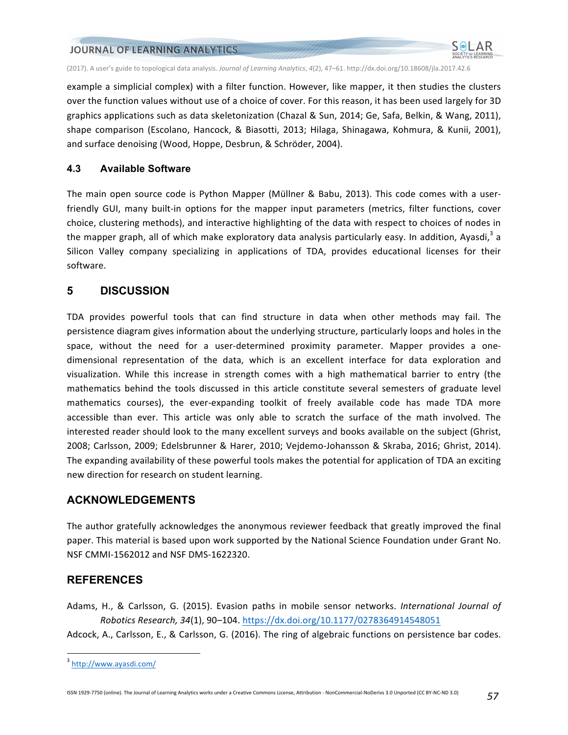example a simplicial complex) with a filter function. However, like mapper, it then studies the clusters over the function values without use of a choice of cover. For this reason, it has been used largely for 3D graphics applications such as data skeletonization (Chazal & Sun, 2014; Ge, Safa, Belkin, & Wang, 2011), shape comparison (Escolano, Hancock, & Biasotti, 2013; Hilaga, Shinagawa, Kohmura, & Kunii, 2001), and surface denoising (Wood, Hoppe, Desbrun, & Schröder, 2004).

### 4.3 Available Software

The main open source code is Python Mapper (Müllner & Babu, 2013). This code comes with a user-friendly GUI, many built-in options for the mapper input parameters (metrics, filter functions, cover choice, clustering methods), and interactive highlighting of the data with respect to choices of nodes in the mapper graph, all of which make exploratory data analysis particularly easy. In addition, Ayasdi,[3] a Silicon Valley company specializing in applications of TDA, provides educational licenses for their software.

## 5 DISCUSSION

TDA provides powerful tools that can find structure in data when other methods may fail. The persistence diagram gives information about the underlying structure, particularly loops and holes in the space, without the need for a user-determined proximity parameter. Mapper provides a one-dimensional representation of the data, which is an excellent interface for data exploration and visualization. While this increase in strength comes with a high mathematical barrier to entry (the mathematics behind the tools discussed in this article constitute several semesters of graduate level mathematics courses), the ever-expanding toolkit of freely available code has made TDA more accessible than ever. This article was only able to scratch the surface of the math involved. The interested reader should look to the many excellent surveys and books available on the subject (Ghrist, 2008; Carlsson, 2009; Edelsbrunner & Harer, 2010; Vejdemo-Johansson & Skraba, 2016; Ghrist, 2014). The expanding availability of these powerful tools makes the potential for application of TDA an exciting new direction for research on student learning.

## ACKNOWLEDGEMENTS

The author gratefully acknowledges the anonymous reviewer feedback that greatly improved the final paper. This material is based upon work supported by the National Science Foundation under Grant No. NSF CMMI-1562012 and NSF DMS-1622320.

## REFERENCES

Adams, H., & Carlsson, G. (2015). Evasion paths in mobile sensor networks. *International Journal of Robotics Research, 34*(1), 90–104. https://dx.doi.org/10.1177/0278364914548051

Adcock, A., Carlsson, E., & Carlsson, G. (2016). The ring of algebraic functions on persistence bar codes.

[3] http://www.ayasdi.com/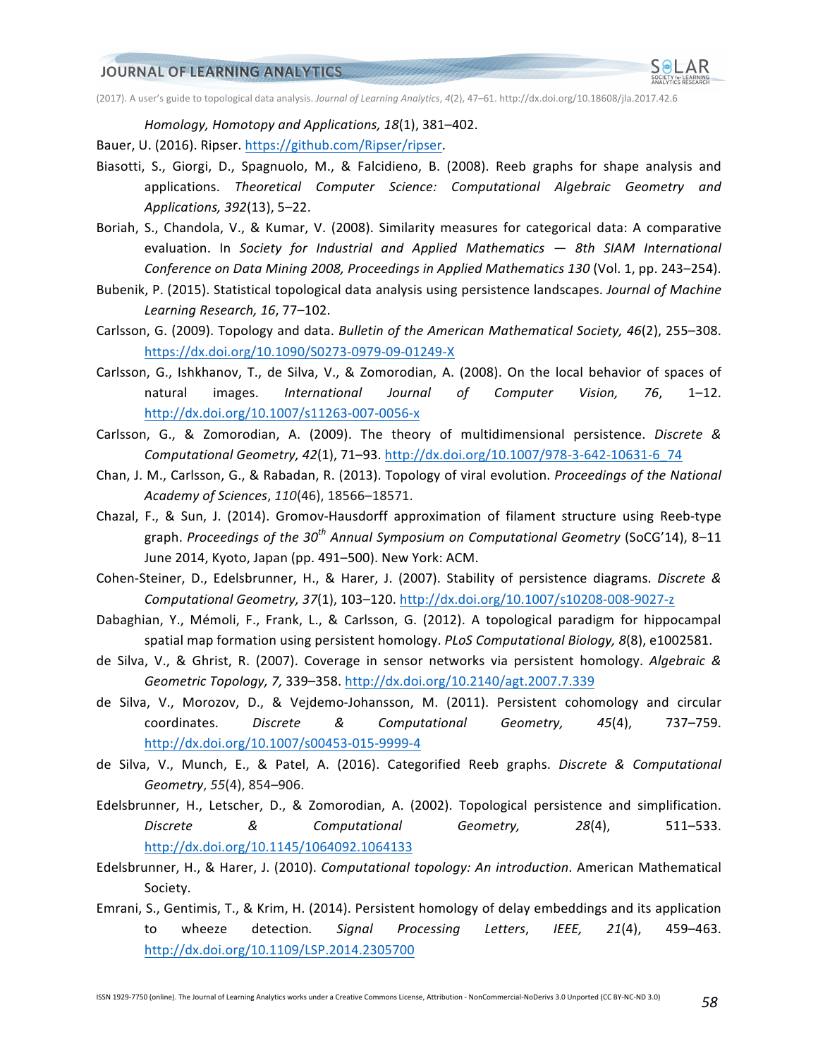*Homology, Homotopy and Applications, 18*(1), 381–402.

Bauer, U. (2016). Ripser. https://github.com/Ripser/ripser.

Biasotti, S., Giorgi, D., Spagnuolo, M., & Falcidieno, B. (2008). Reeb graphs for shape analysis and applications. *Theoretical Computer Science: Computational Algebraic Geometry and Applications, 392*(13), 5–22.

Boriah, S., Chandola, V., & Kumar, V. (2008). Similarity measures for categorical data: A comparative evaluation. In *Society for Industrial and Applied Mathematics — 8th SIAM International Conference on Data Mining 2008, Proceedings in Applied Mathematics 130* (Vol. 1, pp. 243–254).

Bubenik, P. (2015). Statistical topological data analysis using persistence landscapes. *Journal of Machine Learning Research, 16*, 77–102.

Carlsson, G. (2009). Topology and data. *Bulletin of the American Mathematical Society, 46*(2), 255–308. https://dx.doi.org/10.1090/S0273-0979-09-01249-X

Carlsson, G., Ishkhanov, T., de Silva, V., & Zomorodian, A. (2008). On the local behavior of spaces of natural images. *International Journal of Computer Vision, 76*, 1–12. http://dx.doi.org/10.1007/s11263-007-0056-x

Carlsson, G., & Zomorodian, A. (2009). The theory of multidimensional persistence. *Discrete & Computational Geometry, 42*(1), 71–93. http://dx.doi.org/10.1007/978-3-642-10631-6_74

Chan, J. M., Carlsson, G., & Rabadan, R. (2013). Topology of viral evolution. *Proceedings of the National Academy of Sciences*, *110*(46), 18566–18571.

Chazal, F., & Sun, J. (2014). Gromov-Hausdorff approximation of filament structure using Reeb-type graph. *Proceedings of the 30th Annual Symposium on Computational Geometry* (SoCG'14), 8–11 June 2014, Kyoto, Japan (pp. 491–500). New York: ACM.

Cohen-Steiner, D., Edelsbrunner, H., & Harer, J. (2007). Stability of persistence diagrams. *Discrete & Computational Geometry, 37*(1), 103–120. http://dx.doi.org/10.1007/s10208-008-9027-z

Dabaghian, Y., Mémoli, F., Frank, L., & Carlsson, G. (2012). A topological paradigm for hippocampal spatial map formation using persistent homology. *PLoS Computational Biology, 8*(8), e1002581.

de Silva, V., & Ghrist, R. (2007). Coverage in sensor networks via persistent homology. *Algebraic & Geometric Topology, 7,* 339–358. http://dx.doi.org/10.2140/agt.2007.7.339

de Silva, V., Morozov, D., & Vejdemo-Johansson, M. (2011). Persistent cohomology and circular coordinates. *Discrete & Computational Geometry, 45*(4), 737–759. http://dx.doi.org/10.1007/s00453-015-9999-4

de Silva, V., Munch, E., & Patel, A. (2016). Categorified Reeb graphs. *Discrete & Computational Geometry*, *55*(4), 854–906.

Edelsbrunner, H., Letscher, D., & Zomorodian, A. (2002). Topological persistence and simplification. *Discrete & Computational Geometry, 28*(4), 511–533. http://dx.doi.org/10.1145/1064092.1064133

Edelsbrunner, H., & Harer, J. (2010). *Computational topology: An introduction*. American Mathematical Society.

Emrani, S., Gentimis, T., & Krim, H. (2014). Persistent homology of delay embeddings and its application to wheeze detection*. Signal Processing Letters*, *IEEE, 21*(4), 459–463. http://dx.doi.org/10.1109/LSP.2014.2305700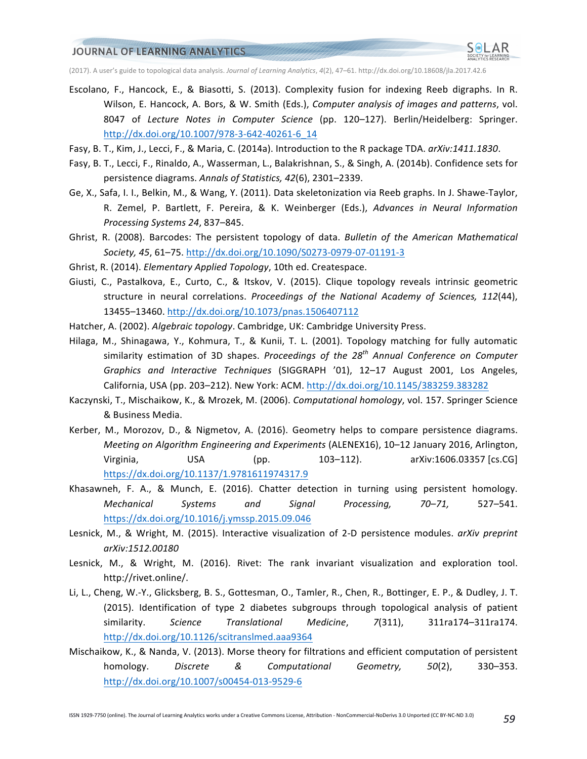Escolano, F., Hancock, E., & Biasotti, S. (2013). Complexity fusion for indexing Reeb digraphs. In R. Wilson, E. Hancock, A. Bors, & W. Smith (Eds.), *Computer analysis of images and patterns*, vol. 8047 of *Lecture Notes in Computer Science* (pp. 120–127). Berlin/Heidelberg: Springer. http://dx.doi.org/10.1007/978-3-642-40261-6_14

Fasy, B. T., Kim, J., Lecci, F., & Maria, C. (2014a). Introduction to the R package TDA. *arXiv:1411.1830*.

Fasy, B. T., Lecci, F., Rinaldo, A., Wasserman, L., Balakrishnan, S., & Singh, A. (2014b). Confidence sets for persistence diagrams. *Annals of Statistics, 42*(6), 2301–2339.

Ge, X., Safa, I. I., Belkin, M., & Wang, Y. (2011). Data skeletonization via Reeb graphs. In J. Shawe-Taylor, R. Zemel, P. Bartlett, F. Pereira, & K. Weinberger (Eds.), *Advances in Neural Information Processing Systems 24*, 837–845.

Ghrist, R. (2008). Barcodes: The persistent topology of data. *Bulletin of the American Mathematical Society, 45*, 61–75. http://dx.doi.org/10.1090/S0273-0979-07-01191-3

Ghrist, R. (2014). *Elementary Applied Topology*, 10th ed. Createspace.

Giusti, C., Pastalkova, E., Curto, C., & Itskov, V. (2015). Clique topology reveals intrinsic geometric structure in neural correlations. *Proceedings of the National Academy of Sciences, 112*(44), 13455–13460. http://dx.doi.org/10.1073/pnas.1506407112

Hatcher, A. (2002). *Algebraic topology*. Cambridge, UK: Cambridge University Press.

Hilaga, M., Shinagawa, Y., Kohmura, T., & Kunii, T. L. (2001). Topology matching for fully automatic similarity estimation of 3D shapes. *Proceedings of the 28th Annual Conference on Computer Graphics and Interactive Techniques* (SIGGRAPH '01), 12–17 August 2001, Los Angeles, California, USA (pp. 203–212). New York: ACM. http://dx.doi.org/10.1145/383259.383282

Kaczynski, T., Mischaikow, K., & Mrozek, M. (2006). *Computational homology*, vol. 157. Springer Science & Business Media.

Kerber, M., Morozov, D., & Nigmetov, A. (2016). Geometry helps to compare persistence diagrams. *Meeting on Algorithm Engineering and Experiments* (ALENEX16), 10–12 January 2016, Arlington, Virginia, USA (pp. 103–112). arXiv:1606.03357 [cs.CG] https://dx.doi.org/10.1137/1.9781611974317.9

Khasawneh, F. A., & Munch, E. (2016). Chatter detection in turning using persistent homology. *Mechanical Systems and Signal Processing, 70–71,* 527–541. https://dx.doi.org/10.1016/j.ymssp.2015.09.046

Lesnick, M., & Wright, M. (2015). Interactive visualization of 2-D persistence modules. *arXiv preprint arXiv:1512.00180*

Lesnick, M., & Wright, M. (2016). Rivet: The rank invariant visualization and exploration tool. http://rivet.online/.

Li, L., Cheng, W.-Y., Glicksberg, B. S., Gottesman, O., Tamler, R., Chen, R., Bottinger, E. P., & Dudley, J. T. (2015). Identification of type 2 diabetes subgroups through topological analysis of patient similarity. *Science Translational Medicine*, *7*(311), 311ra174–311ra174. http://dx.doi.org/10.1126/scitranslmed.aaa9364

Mischaikow, K., & Nanda, V. (2013). Morse theory for filtrations and efficient computation of persistent homology. *Discrete & Computational Geometry, 50*(2), 330–353. http://dx.doi.org/10.1007/s00454-013-9529-6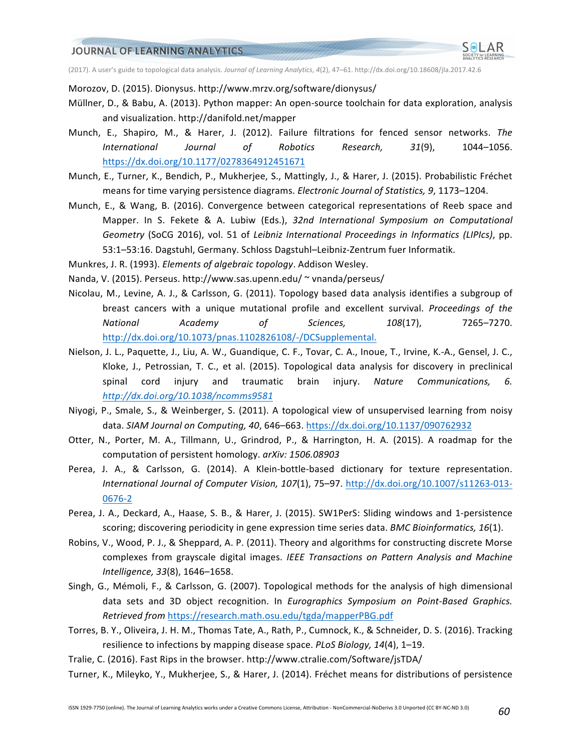Morozov, D. (2015). Dionysus. http://www.mrzv.org/software/dionysus/

Müllner, D., & Babu, A. (2013). Python mapper: An open-source toolchain for data exploration, analysis and visualization. http://danifold.net/mapper

Munch, E., Shapiro, M., & Harer, J. (2012). Failure filtrations for fenced sensor networks. *The International Journal of Robotics Research, 31*(9), 1044–1056. https://dx.doi.org/10.1177/0278364912451671

Munch, E., Turner, K., Bendich, P., Mukherjee, S., Mattingly, J., & Harer, J. (2015). Probabilistic Fréchet means for time varying persistence diagrams. *Electronic Journal of Statistics, 9*, 1173–1204.

Munch, E., & Wang, B. (2016). Convergence between categorical representations of Reeb space and Mapper. In S. Fekete & A. Lubiw (Eds.), *32nd International Symposium on Computational Geometry* (SoCG 2016), vol. 51 of *Leibniz International Proceedings in Informatics (LIPIcs)*, pp. 53:1–53:16. Dagstuhl, Germany. Schloss Dagstuhl–Leibniz-Zentrum fuer Informatik.

Munkres, J. R. (1993). *Elements of algebraic topology*. Addison Wesley.

Nanda, V. (2015). Perseus. http://www.sas.upenn.edu/ ~ vnanda/perseus/

Nicolau, M., Levine, A. J., & Carlsson, G. (2011). Topology based data analysis identifies a subgroup of breast cancers with a unique mutational profile and excellent survival. *Proceedings of the National Academy of Sciences, 108*(17), 7265–7270. http://dx.doi.org/10.1073/pnas.1102826108/-/DCSupplemental.

Nielson, J. L., Paquette, J., Liu, A. W., Guandique, C. F., Tovar, C. A., Inoue, T., Irvine, K.-A., Gensel, J. C., Kloke, J., Petrossian, T. C., et al. (2015). Topological data analysis for discovery in preclinical spinal cord injury and traumatic brain injury. *Nature Communications, 6. http://dx.doi.org/10.1038/ncomms9581*

Niyogi, P., Smale, S., & Weinberger, S. (2011). A topological view of unsupervised learning from noisy data. *SIAM Journal on Computing, 40*, 646–663. https://dx.doi.org/10.1137/090762932

Otter, N., Porter, M. A., Tillmann, U., Grindrod, P., & Harrington, H. A. (2015). A roadmap for the computation of persistent homology. *arXiv: 1506.08903*

Perea, J. A., & Carlsson, G. (2014). A Klein-bottle-based dictionary for texture representation. *International Journal of Computer Vision, 107*(1), 75–97. http://dx.doi.org/10.1007/s11263-013-0676-2

Perea, J. A., Deckard, A., Haase, S. B., & Harer, J. (2015). SW1PerS: Sliding windows and 1-persistence scoring; discovering periodicity in gene expression time series data. *BMC Bioinformatics, 16*(1).

Robins, V., Wood, P. J., & Sheppard, A. P. (2011). Theory and algorithms for constructing discrete Morse complexes from grayscale digital images. *IEEE Transactions on Pattern Analysis and Machine Intelligence, 33*(8), 1646–1658.

Singh, G., Mémoli, F., & Carlsson, G. (2007). Topological methods for the analysis of high dimensional data sets and 3D object recognition. In *Eurographics Symposium on Point-Based Graphics. Retrieved from* https://research.math.osu.edu/tgda/mapperPBG.pdf

Torres, B. Y., Oliveira, J. H. M., Thomas Tate, A., Rath, P., Cumnock, K., & Schneider, D. S. (2016). Tracking resilience to infections by mapping disease space. *PLoS Biology, 14*(4), 1–19.

Tralie, C. (2016). Fast Rips in the browser. http://www.ctralie.com/Software/jsTDA/

Turner, K., Mileyko, Y., Mukherjee, S., & Harer, J. (2014). Fréchet means for distributions of persistence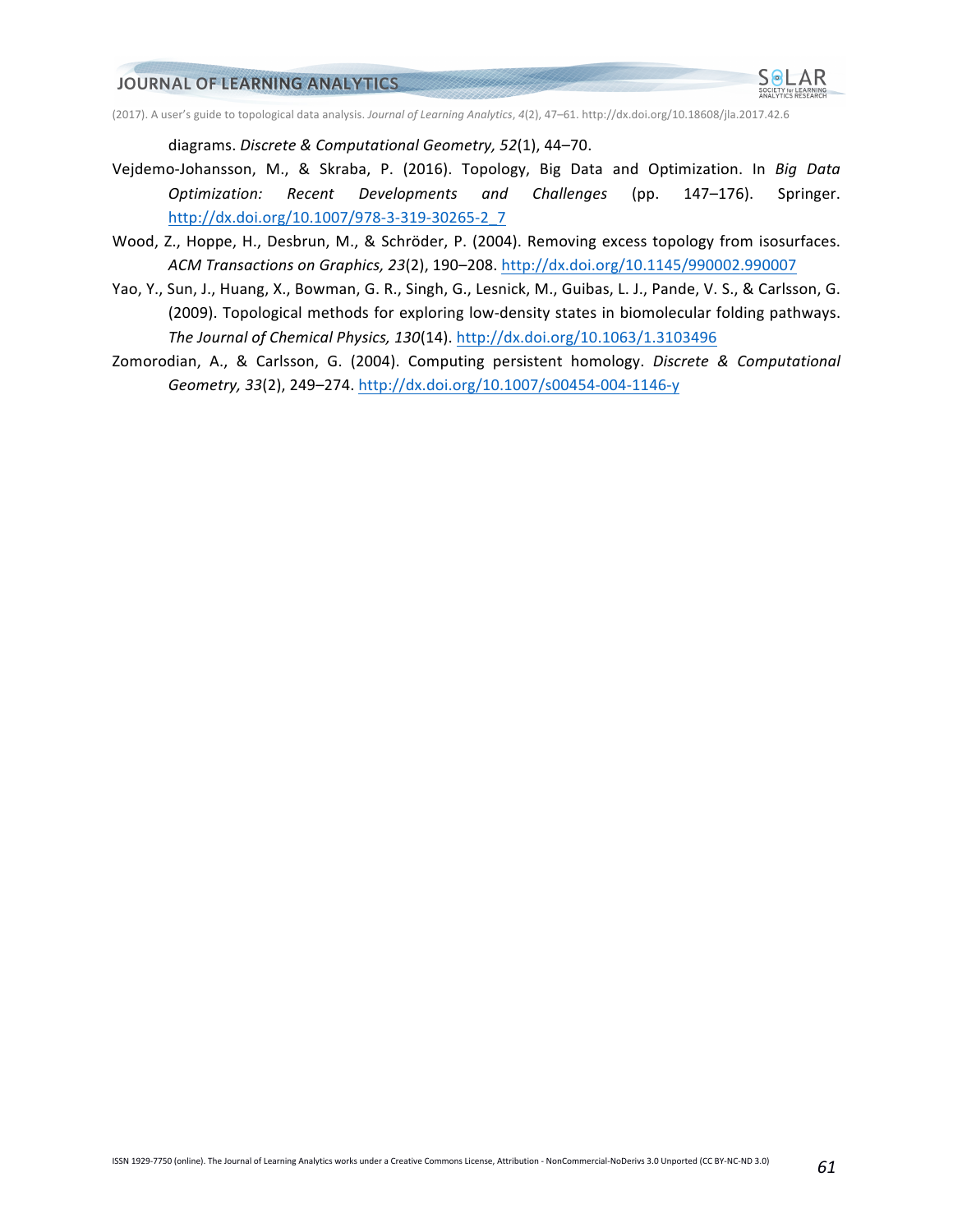diagrams. *Discrete & Computational Geometry, 52*(1), 44–70.

Vejdemo-Johansson, M., & Skraba, P. (2016). Topology, Big Data and Optimization. In *Big Data Optimization: Recent Developments and Challenges* (pp. 147–176). Springer. http://dx.doi.org/10.1007/978-3-319-30265-2_7

Wood, Z., Hoppe, H., Desbrun, M., & Schröder, P. (2004). Removing excess topology from isosurfaces. *ACM Transactions on Graphics, 23*(2), 190–208. http://dx.doi.org/10.1145/990002.990007

Yao, Y., Sun, J., Huang, X., Bowman, G. R., Singh, G., Lesnick, M., Guibas, L. J., Pande, V. S., & Carlsson, G. (2009). Topological methods for exploring low-density states in biomolecular folding pathways. *The Journal of Chemical Physics, 130*(14). http://dx.doi.org/10.1063/1.3103496

Zomorodian, A., & Carlsson, G. (2004). Computing persistent homology. *Discrete & Computational Geometry, 33*(2), 249–274. http://dx.doi.org/10.1007/s00454-004-1146-y